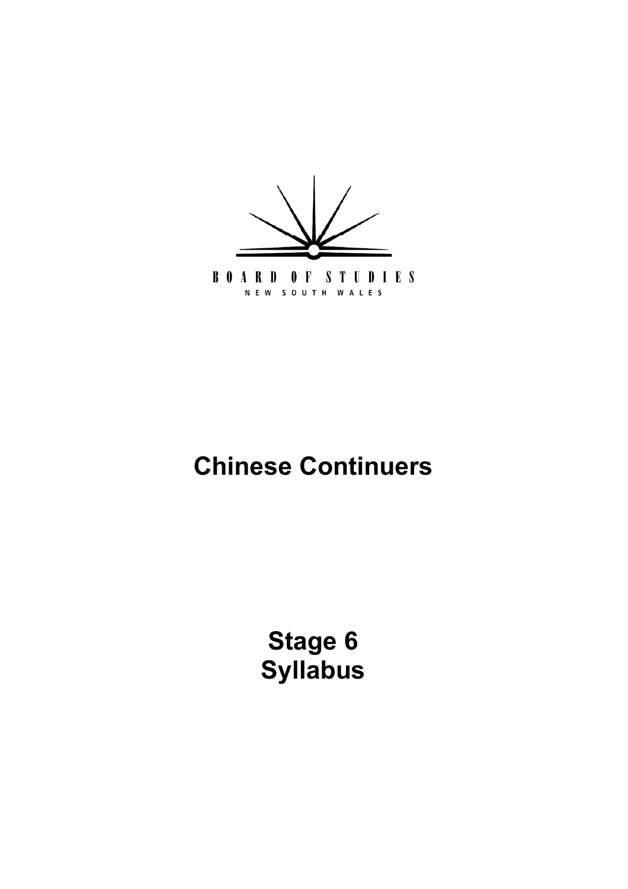BOARD OF STUDIES

NEW SOUTH WALES

# Chinese Continuers

# Stage 6
# Syllabus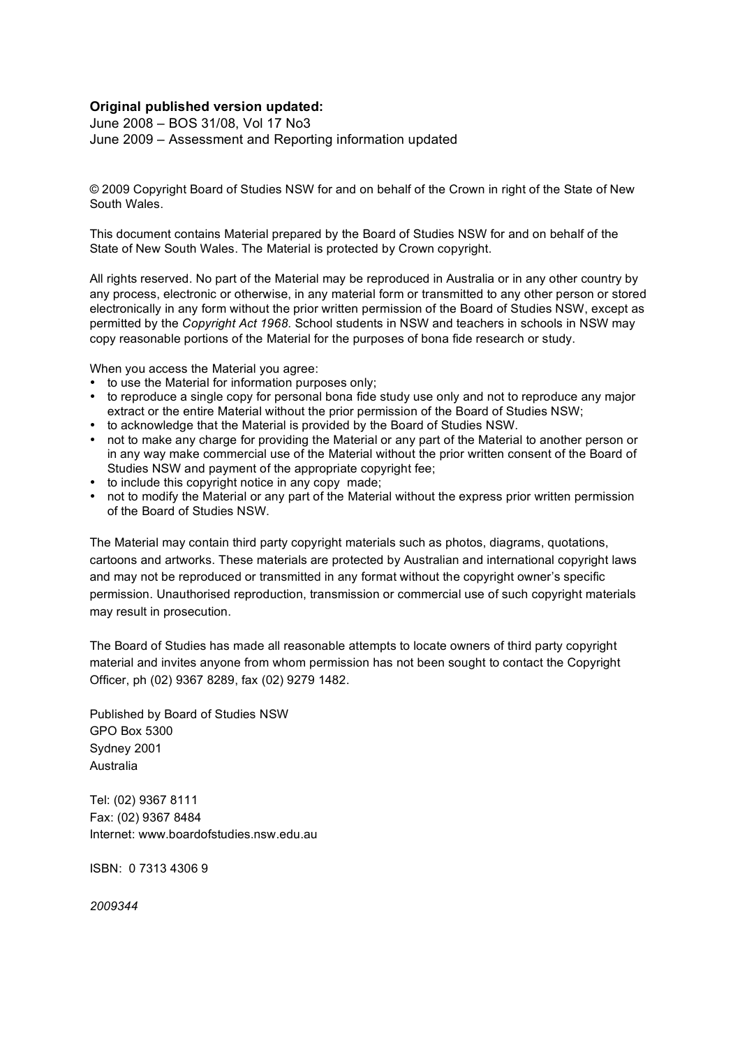**Original published version updated:**
June 2008 – BOS 31/08, Vol 17 No3
June 2009 – Assessment and Reporting information updated

© 2009 Copyright Board of Studies NSW for and on behalf of the Crown in right of the State of New South Wales.

This document contains Material prepared by the Board of Studies NSW for and on behalf of the State of New South Wales. The Material is protected by Crown copyright.

All rights reserved. No part of the Material may be reproduced in Australia or in any other country by any process, electronic or otherwise, in any material form or transmitted to any other person or stored electronically in any form without the prior written permission of the Board of Studies NSW, except as permitted by the *Copyright Act 1968*. School students in NSW and teachers in schools in NSW may copy reasonable portions of the Material for the purposes of bona fide research or study.

When you access the Material you agree:

- to use the Material for information purposes only;
- to reproduce a single copy for personal bona fide study use only and not to reproduce any major extract or the entire Material without the prior permission of the Board of Studies NSW;
- to acknowledge that the Material is provided by the Board of Studies NSW.
- not to make any charge for providing the Material or any part of the Material to another person or in any way make commercial use of the Material without the prior written consent of the Board of Studies NSW and payment of the appropriate copyright fee;
- to include this copyright notice in any copy made;
- not to modify the Material or any part of the Material without the express prior written permission of the Board of Studies NSW.

The Material may contain third party copyright materials such as photos, diagrams, quotations, cartoons and artworks. These materials are protected by Australian and international copyright laws and may not be reproduced or transmitted in any format without the copyright owner's specific permission. Unauthorised reproduction, transmission or commercial use of such copyright materials may result in prosecution.

The Board of Studies has made all reasonable attempts to locate owners of third party copyright material and invites anyone from whom permission has not been sought to contact the Copyright Officer, ph (02) 9367 8289, fax (02) 9279 1482.

Published by Board of Studies NSW
GPO Box 5300
Sydney 2001
Australia

Tel: (02) 9367 8111
Fax: (02) 9367 8484
Internet: www.boardofstudies.nsw.edu.au

ISBN: 0 7313 4306 9

*2009344*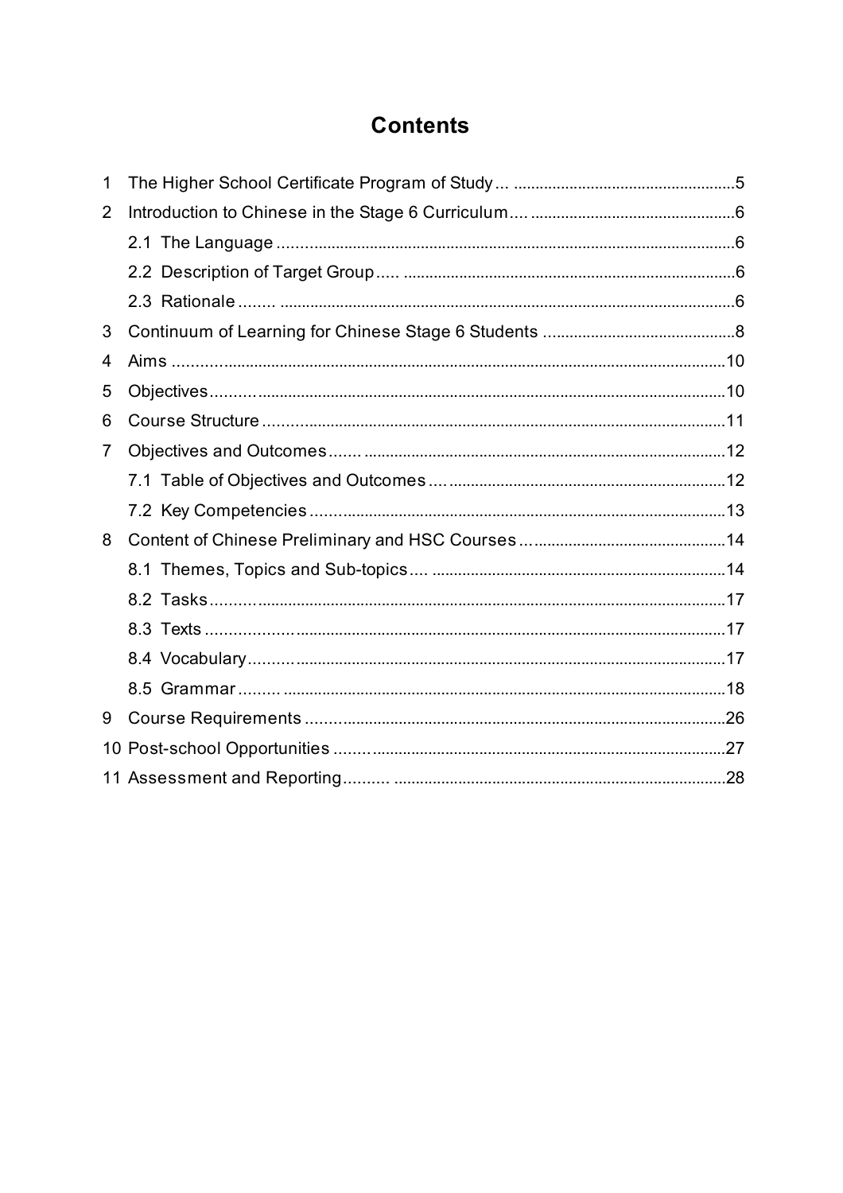# Contents

1 The Higher School Certificate Program of Study ... 5

2 Introduction to Chinese in the Stage 6 Curriculum ... 6

  2.1 The Language ... 6

  2.2 Description of Target Group ... 6

  2.3 Rationale ... 6

3 Continuum of Learning for Chinese Stage 6 Students ... 8

4 Aims ... 10

5 Objectives ... 10

6 Course Structure ... 11

7 Objectives and Outcomes ... 12

  7.1 Table of Objectives and Outcomes ... 12

  7.2 Key Competencies ... 13

8 Content of Chinese Preliminary and HSC Courses ... 14

  8.1 Themes, Topics and Sub-topics ... 14

  8.2 Tasks ... 17

  8.3 Texts ... 17

  8.4 Vocabulary ... 17

  8.5 Grammar ... 18

9 Course Requirements ... 26

10 Post-school Opportunities ... 27

11 Assessment and Reporting ... 28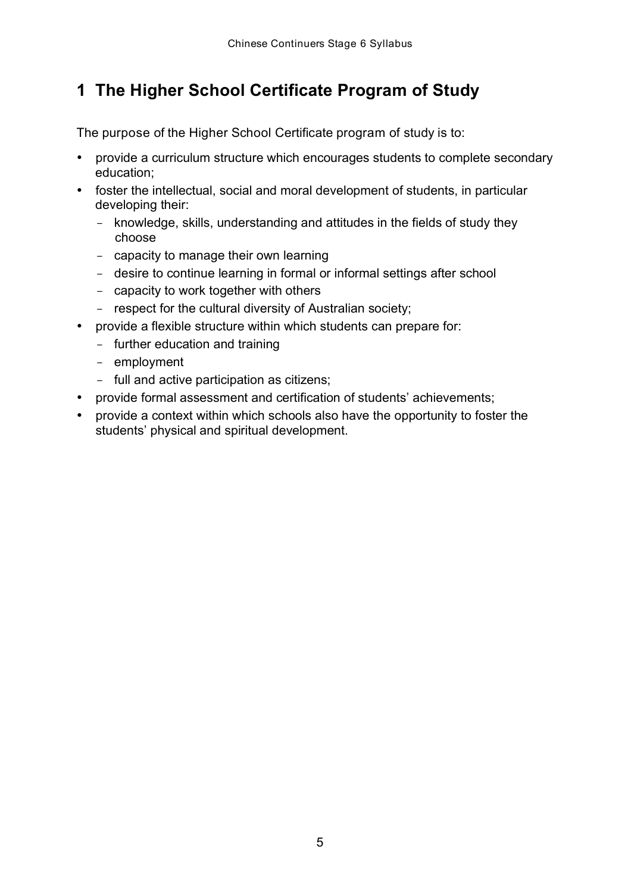# 1 The Higher School Certificate Program of Study

The purpose of the Higher School Certificate program of study is to:

- provide a curriculum structure which encourages students to complete secondary education;
- foster the intellectual, social and moral development of students, in particular developing their:
  - knowledge, skills, understanding and attitudes in the fields of study they choose
  - capacity to manage their own learning
  - desire to continue learning in formal or informal settings after school
  - capacity to work together with others
  - respect for the cultural diversity of Australian society;
- provide a flexible structure within which students can prepare for:
  - further education and training
  - employment
  - full and active participation as citizens;
- provide formal assessment and certification of students' achievements;
- provide a context within which schools also have the opportunity to foster the students' physical and spiritual development.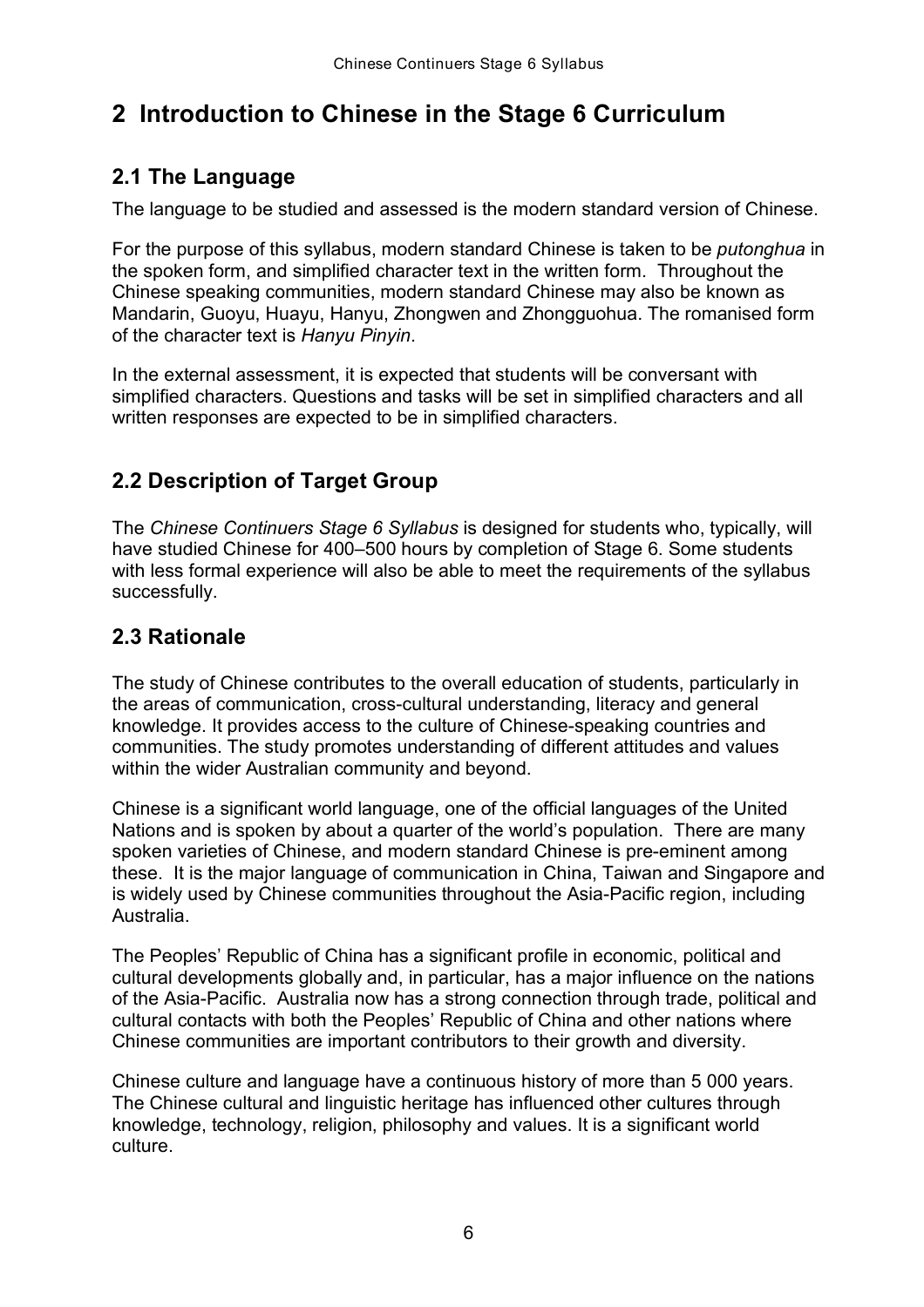# 2 Introduction to Chinese in the Stage 6 Curriculum

## 2.1 The Language

The language to be studied and assessed is the modern standard version of Chinese.

For the purpose of this syllabus, modern standard Chinese is taken to be *putonghua* in the spoken form, and simplified character text in the written form. Throughout the Chinese speaking communities, modern standard Chinese may also be known as Mandarin, Guoyu, Huayu, Hanyu, Zhongwen and Zhongguohua. The romanised form of the character text is *Hanyu Pinyin*.

In the external assessment, it is expected that students will be conversant with simplified characters. Questions and tasks will be set in simplified characters and all written responses are expected to be in simplified characters.

## 2.2 Description of Target Group

The *Chinese Continuers Stage 6 Syllabus* is designed for students who, typically, will have studied Chinese for 400–500 hours by completion of Stage 6. Some students with less formal experience will also be able to meet the requirements of the syllabus successfully.

## 2.3 Rationale

The study of Chinese contributes to the overall education of students, particularly in the areas of communication, cross-cultural understanding, literacy and general knowledge. It provides access to the culture of Chinese-speaking countries and communities. The study promotes understanding of different attitudes and values within the wider Australian community and beyond.

Chinese is a significant world language, one of the official languages of the United Nations and is spoken by about a quarter of the world's population. There are many spoken varieties of Chinese, and modern standard Chinese is pre-eminent among these. It is the major language of communication in China, Taiwan and Singapore and is widely used by Chinese communities throughout the Asia-Pacific region, including Australia.

The Peoples' Republic of China has a significant profile in economic, political and cultural developments globally and, in particular, has a major influence on the nations of the Asia-Pacific. Australia now has a strong connection through trade, political and cultural contacts with both the Peoples' Republic of China and other nations where Chinese communities are important contributors to their growth and diversity.

Chinese culture and language have a continuous history of more than 5 000 years. The Chinese cultural and linguistic heritage has influenced other cultures through knowledge, technology, religion, philosophy and values. It is a significant world culture.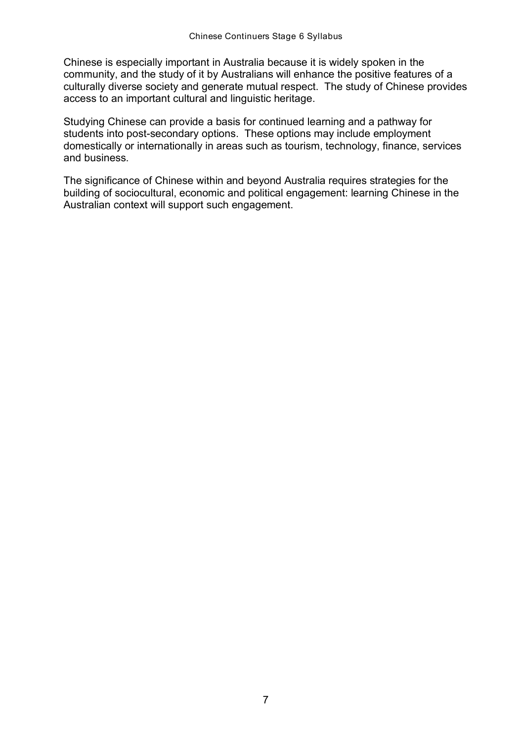Chinese is especially important in Australia because it is widely spoken in the community, and the study of it by Australians will enhance the positive features of a culturally diverse society and generate mutual respect. The study of Chinese provides access to an important cultural and linguistic heritage.

Studying Chinese can provide a basis for continued learning and a pathway for students into post-secondary options. These options may include employment domestically or internationally in areas such as tourism, technology, finance, services and business.

The significance of Chinese within and beyond Australia requires strategies for the building of sociocultural, economic and political engagement: learning Chinese in the Australian context will support such engagement.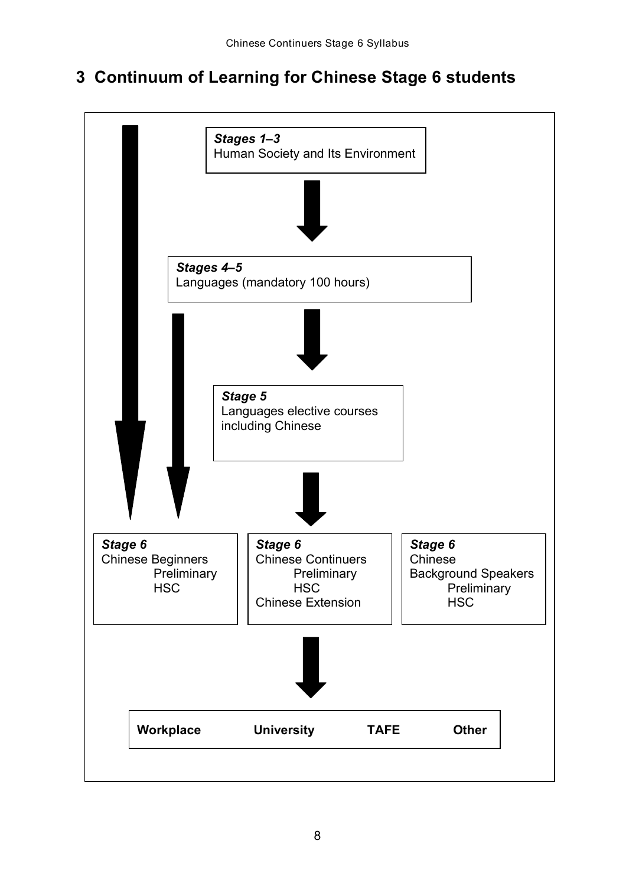## 3 Continuum of Learning for Chinese Stage 6 students

***Stages 1–3***
Human Society and Its Environment

↓

***Stages 4–5***
Languages (mandatory 100 hours)

↓

***Stage 5***
Languages elective courses including Chinese

↓

***Stage 6***
Chinese Beginners
- Preliminary
- HSC

***Stage 6***
Chinese Continuers
- Preliminary
- HSC

Chinese Extension

***Stage 6***
Chinese Background Speakers
- Preliminary
- HSC

↓

**Workplace** **University** **TAFE** **Other**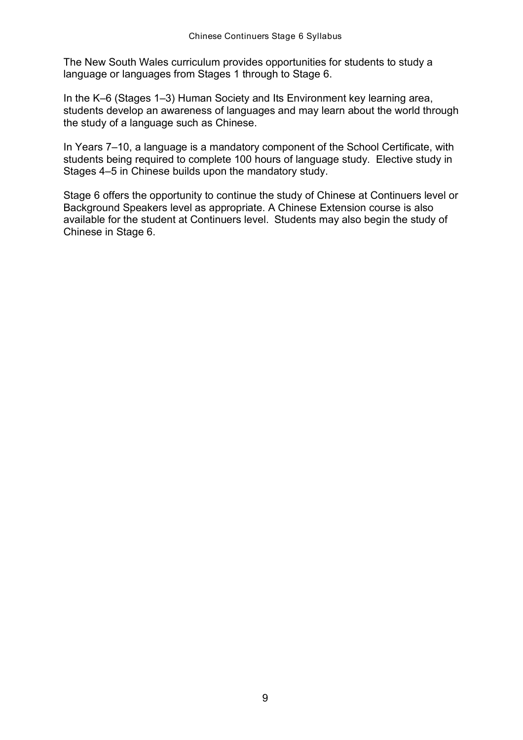The New South Wales curriculum provides opportunities for students to study a language or languages from Stages 1 through to Stage 6.

In the K–6 (Stages 1–3) Human Society and Its Environment key learning area, students develop an awareness of languages and may learn about the world through the study of a language such as Chinese.

In Years 7–10, a language is a mandatory component of the School Certificate, with students being required to complete 100 hours of language study. Elective study in Stages 4–5 in Chinese builds upon the mandatory study.

Stage 6 offers the opportunity to continue the study of Chinese at Continuers level or Background Speakers level as appropriate. A Chinese Extension course is also available for the student at Continuers level. Students may also begin the study of Chinese in Stage 6.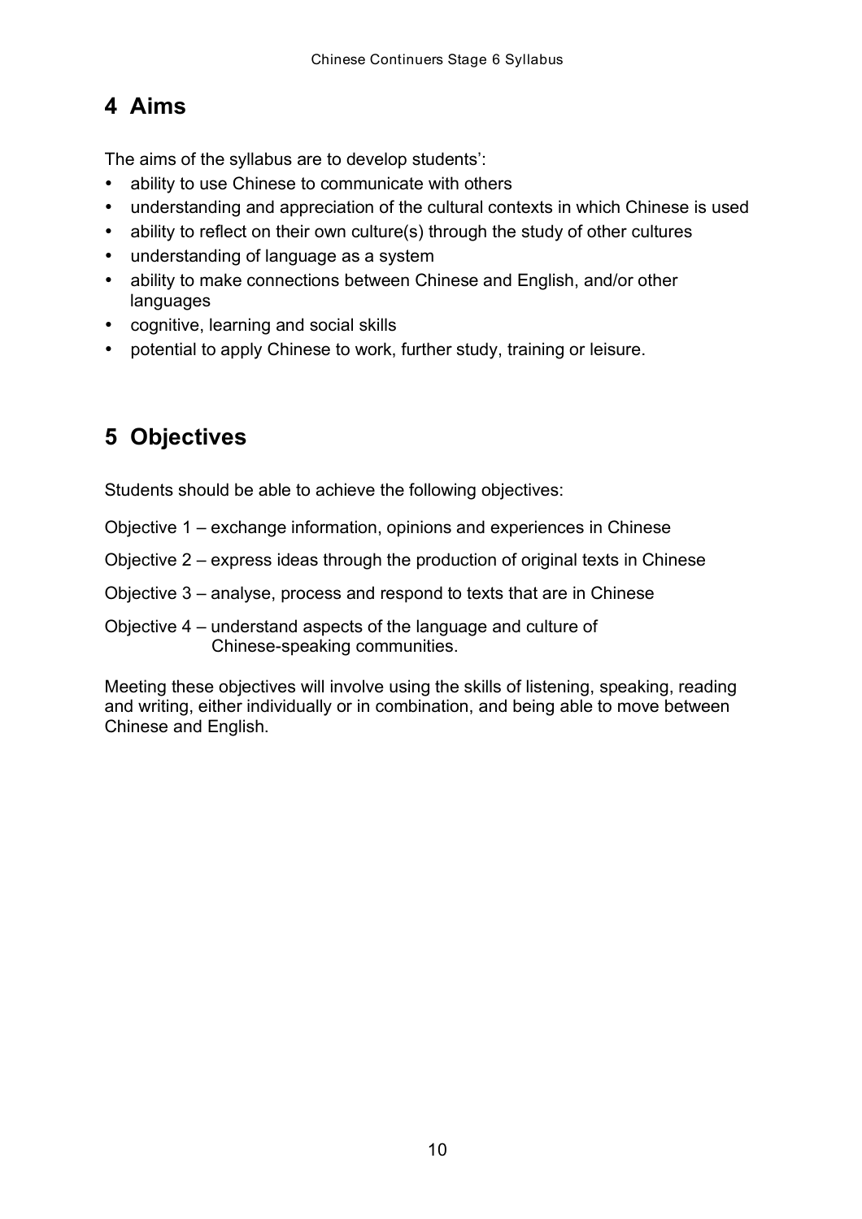## 4 Aims

The aims of the syllabus are to develop students':

- ability to use Chinese to communicate with others
- understanding and appreciation of the cultural contexts in which Chinese is used
- ability to reflect on their own culture(s) through the study of other cultures
- understanding of language as a system
- ability to make connections between Chinese and English, and/or other languages
- cognitive, learning and social skills
- potential to apply Chinese to work, further study, training or leisure.

## 5 Objectives

Students should be able to achieve the following objectives:

Objective 1 – exchange information, opinions and experiences in Chinese

Objective 2 – express ideas through the production of original texts in Chinese

Objective 3 – analyse, process and respond to texts that are in Chinese

Objective 4 – understand aspects of the language and culture of Chinese-speaking communities.

Meeting these objectives will involve using the skills of listening, speaking, reading and writing, either individually or in combination, and being able to move between Chinese and English.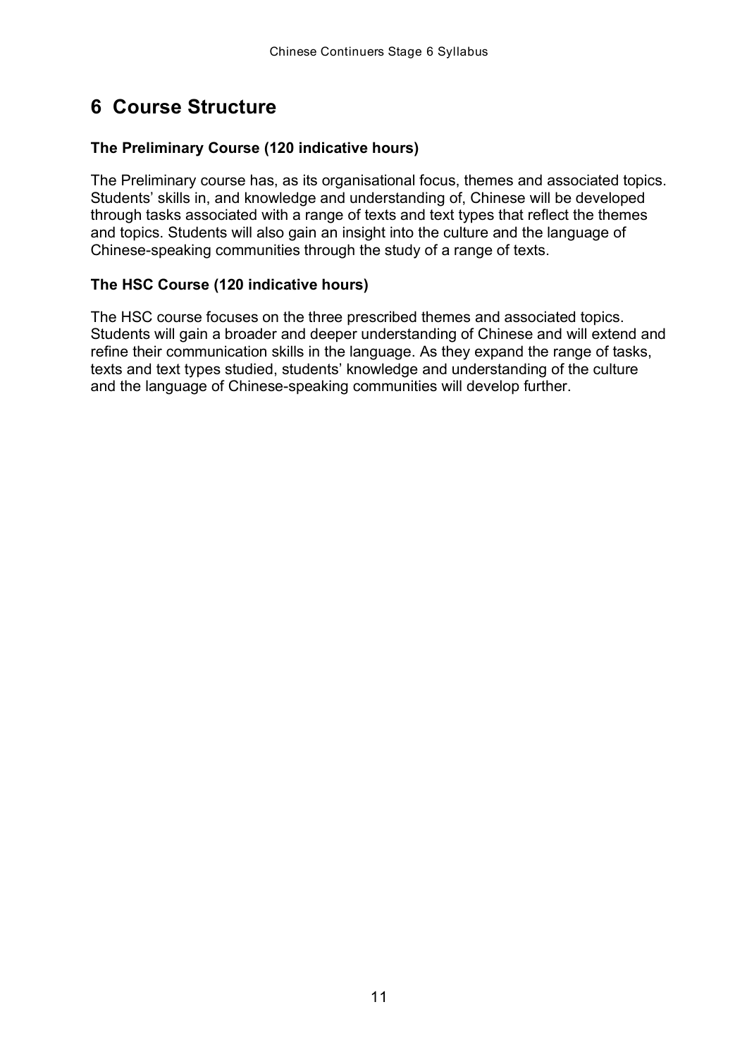# 6 Course Structure

### The Preliminary Course (120 indicative hours)

The Preliminary course has, as its organisational focus, themes and associated topics. Students' skills in, and knowledge and understanding of, Chinese will be developed through tasks associated with a range of texts and text types that reflect the themes and topics. Students will also gain an insight into the culture and the language of Chinese-speaking communities through the study of a range of texts.

### The HSC Course (120 indicative hours)

The HSC course focuses on the three prescribed themes and associated topics. Students will gain a broader and deeper understanding of Chinese and will extend and refine their communication skills in the language. As they expand the range of tasks, texts and text types studied, students' knowledge and understanding of the culture and the language of Chinese-speaking communities will develop further.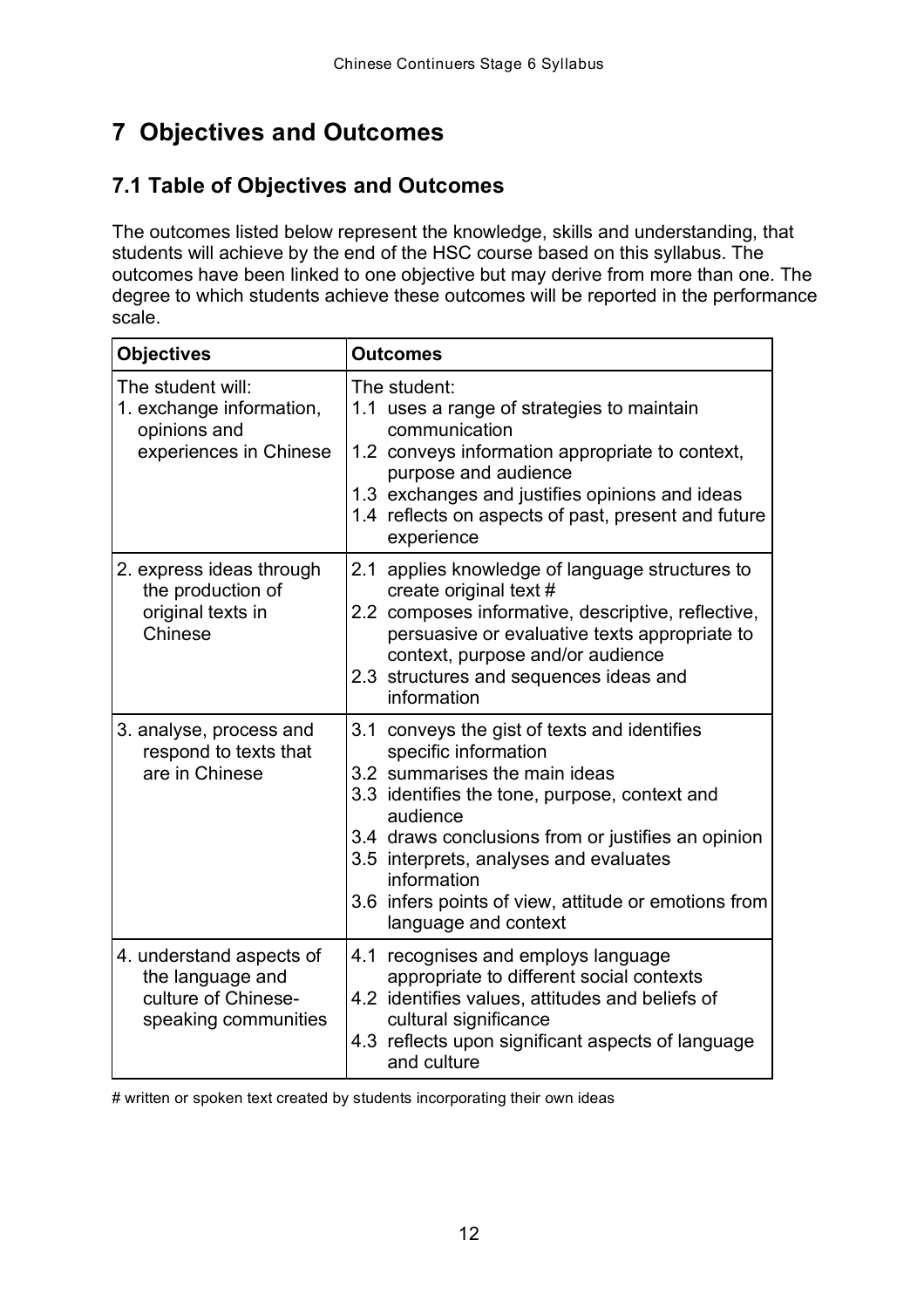# 7 Objectives and Outcomes

## 7.1 Table of Objectives and Outcomes

The outcomes listed below represent the knowledge, skills and understanding, that students will achieve by the end of the HSC course based on this syllabus. The outcomes have been linked to one objective but may derive from more than one. The degree to which students achieve these outcomes will be reported in the performance scale.

| Objectives | Outcomes |
| --- | --- |
| The student will:<br>1. exchange information, opinions and experiences in Chinese | The student:<br>1.1 uses a range of strategies to maintain communication<br>1.2 conveys information appropriate to context, purpose and audience<br>1.3 exchanges and justifies opinions and ideas<br>1.4 reflects on aspects of past, present and future experience |
| 2. express ideas through the production of original texts in Chinese | 2.1 applies knowledge of language structures to create original text #<br>2.2 composes informative, descriptive, reflective, persuasive or evaluative texts appropriate to context, purpose and/or audience<br>2.3 structures and sequences ideas and information |
| 3. analyse, process and respond to texts that are in Chinese | 3.1 conveys the gist of texts and identifies specific information<br>3.2 summarises the main ideas<br>3.3 identifies the tone, purpose, context and audience<br>3.4 draws conclusions from or justifies an opinion<br>3.5 interprets, analyses and evaluates information<br>3.6 infers points of view, attitude or emotions from language and context |
| 4. understand aspects of the language and culture of Chinese-speaking communities | 4.1 recognises and employs language appropriate to different social contexts<br>4.2 identifies values, attitudes and beliefs of cultural significance<br>4.3 reflects upon significant aspects of language and culture |

# written or spoken text created by students incorporating their own ideas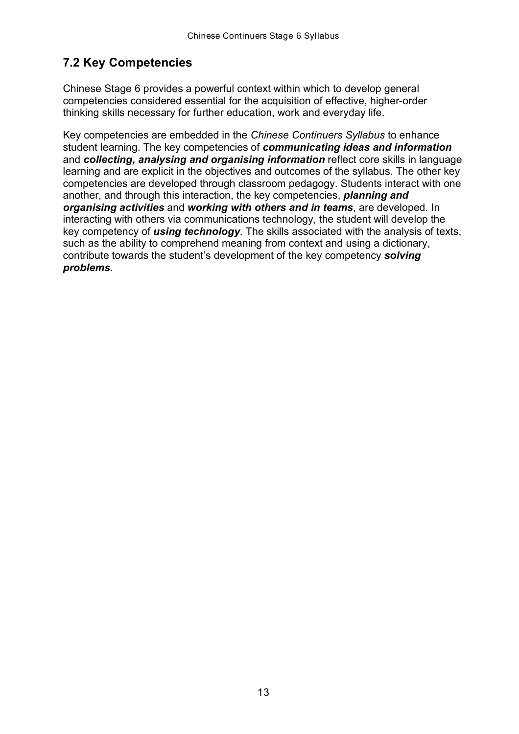## 7.2 Key Competencies

Chinese Stage 6 provides a powerful context within which to develop general competencies considered essential for the acquisition of effective, higher-order thinking skills necessary for further education, work and everyday life.

Key competencies are embedded in the *Chinese Continuers Syllabus* to enhance student learning. The key competencies of ***communicating ideas and information*** and ***collecting, analysing and organising information*** reflect core skills in language learning and are explicit in the objectives and outcomes of the syllabus. The other key competencies are developed through classroom pedagogy. Students interact with one another, and through this interaction, the key competencies, ***planning and organising activities*** and ***working with others and in teams***, are developed. In interacting with others via communications technology, the student will develop the key competency of ***using technology***. The skills associated with the analysis of texts, such as the ability to comprehend meaning from context and using a dictionary, contribute towards the student's development of the key competency ***solving problems***.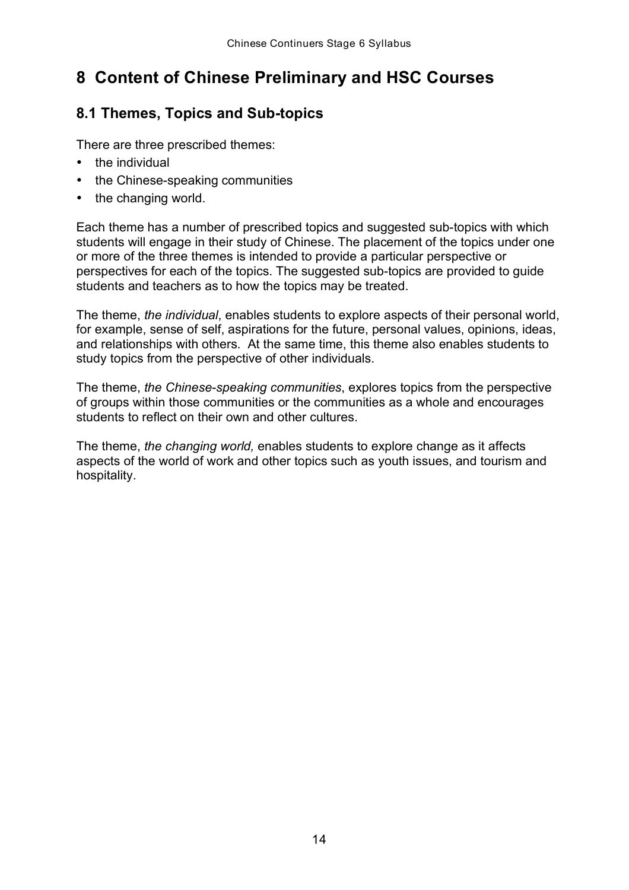# 8 Content of Chinese Preliminary and HSC Courses

## 8.1 Themes, Topics and Sub-topics

There are three prescribed themes:

- the individual
- the Chinese-speaking communities
- the changing world.

Each theme has a number of prescribed topics and suggested sub-topics with which students will engage in their study of Chinese. The placement of the topics under one or more of the three themes is intended to provide a particular perspective or perspectives for each of the topics. The suggested sub-topics are provided to guide students and teachers as to how the topics may be treated.

The theme, *the individual*, enables students to explore aspects of their personal world, for example, sense of self, aspirations for the future, personal values, opinions, ideas, and relationships with others. At the same time, this theme also enables students to study topics from the perspective of other individuals.

The theme, *the Chinese-speaking communities*, explores topics from the perspective of groups within those communities or the communities as a whole and encourages students to reflect on their own and other cultures.

The theme, *the changing world,* enables students to explore change as it affects aspects of the world of work and other topics such as youth issues, and tourism and hospitality.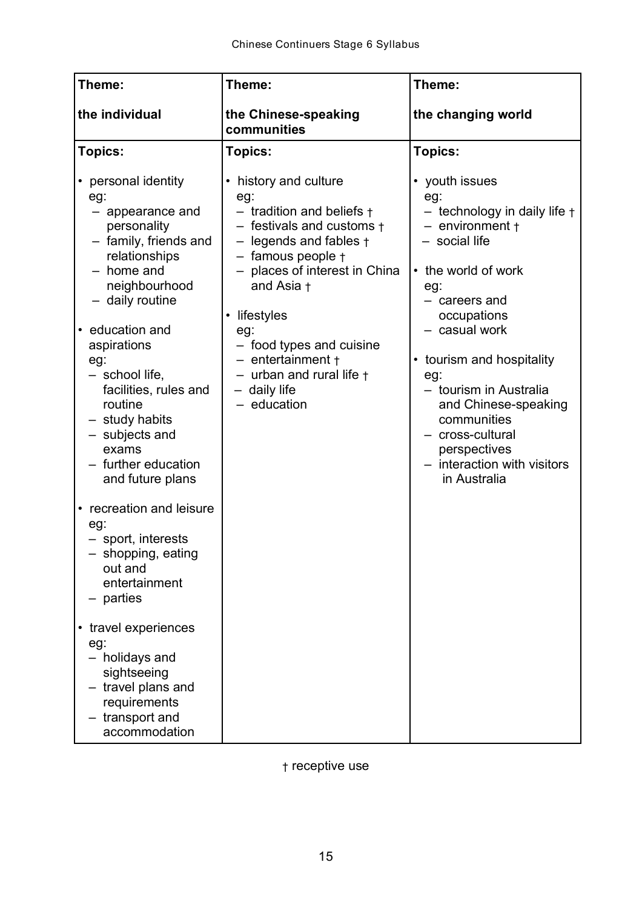| Theme:<br><br>**the individual** | Theme:<br><br>**the Chinese-speaking communities** | Theme:<br><br>**the changing world** |
|---|---|---|
| **Topics:**<br><br>• personal identity<br>eg:<br>– appearance and personality<br>– family, friends and relationships<br>– home and neighbourhood<br>– daily routine<br><br>• education and aspirations<br>eg:<br>– school life, facilities, rules and routine<br>– study habits<br>– subjects and exams<br>– further education and future plans<br><br>• recreation and leisure<br>eg:<br>– sport, interests<br>– shopping, eating out and entertainment<br>– parties<br><br>• travel experiences<br>eg:<br>– holidays and sightseeing<br>– travel plans and requirements<br>– transport and accommodation | **Topics:**<br><br>• history and culture<br>eg:<br>– tradition and beliefs †<br>– festivals and customs †<br>– legends and fables †<br>– famous people †<br>– places of interest in China and Asia †<br><br>• lifestyles<br>eg:<br>– food types and cuisine<br>– entertainment †<br>– urban and rural life †<br>– daily life<br>– education | **Topics:**<br><br>• youth issues<br>eg:<br>– technology in daily life †<br>– environment †<br>– social life<br><br>• the world of work<br>eg:<br>– careers and occupations<br>– casual work<br><br>• tourism and hospitality<br>eg:<br>– tourism in Australia and Chinese-speaking communities<br>– cross-cultural perspectives<br>– interaction with visitors in Australia |

† receptive use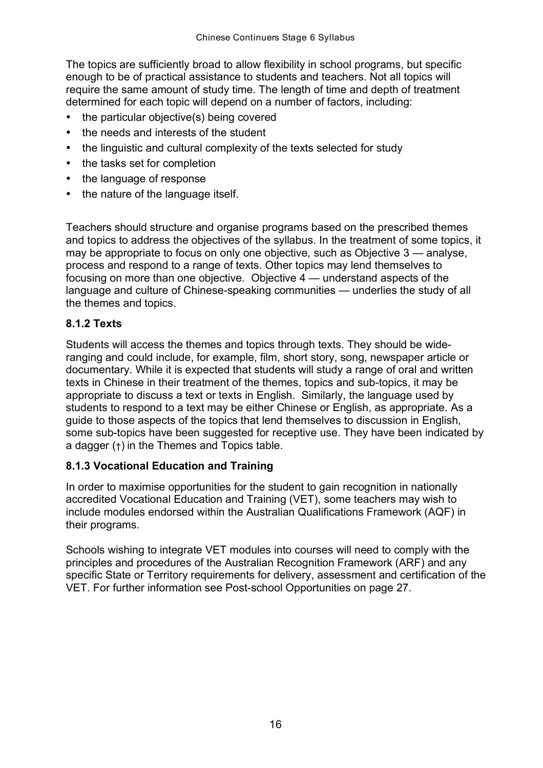The topics are sufficiently broad to allow flexibility in school programs, but specific enough to be of practical assistance to students and teachers. Not all topics will require the same amount of study time. The length of time and depth of treatment determined for each topic will depend on a number of factors, including:

- the particular objective(s) being covered
- the needs and interests of the student
- the linguistic and cultural complexity of the texts selected for study
- the tasks set for completion
- the language of response
- the nature of the language itself.

Teachers should structure and organise programs based on the prescribed themes and topics to address the objectives of the syllabus. In the treatment of some topics, it may be appropriate to focus on only one objective, such as Objective 3 — analyse, process and respond to a range of texts. Other topics may lend themselves to focusing on more than one objective. Objective 4 — understand aspects of the language and culture of Chinese-speaking communities — underlies the study of all the themes and topics.

### 8.1.2 Texts

Students will access the themes and topics through texts. They should be wide-ranging and could include, for example, film, short story, song, newspaper article or documentary. While it is expected that students will study a range of oral and written texts in Chinese in their treatment of the themes, topics and sub-topics, it may be appropriate to discuss a text or texts in English. Similarly, the language used by students to respond to a text may be either Chinese or English, as appropriate. As a guide to those aspects of the topics that lend themselves to discussion in English, some sub-topics have been suggested for receptive use. They have been indicated by a dagger (†) in the Themes and Topics table.

### 8.1.3 Vocational Education and Training

In order to maximise opportunities for the student to gain recognition in nationally accredited Vocational Education and Training (VET), some teachers may wish to include modules endorsed within the Australian Qualifications Framework (AQF) in their programs.

Schools wishing to integrate VET modules into courses will need to comply with the principles and procedures of the Australian Recognition Framework (ARF) and any specific State or Territory requirements for delivery, assessment and certification of the VET. For further information see Post-school Opportunities on page 27.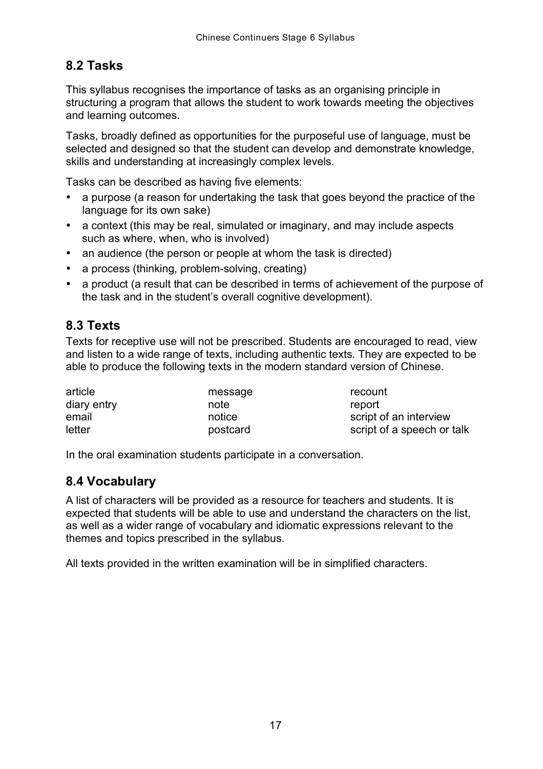## 8.2 Tasks

This syllabus recognises the importance of tasks as an organising principle in structuring a program that allows the student to work towards meeting the objectives and learning outcomes.

Tasks, broadly defined as opportunities for the purposeful use of language, must be selected and designed so that the student can develop and demonstrate knowledge, skills and understanding at increasingly complex levels.

Tasks can be described as having five elements:

- a purpose (a reason for undertaking the task that goes beyond the practice of the language for its own sake)
- a context (this may be real, simulated or imaginary, and may include aspects such as where, when, who is involved)
- an audience (the person or people at whom the task is directed)
- a process (thinking, problem-solving, creating)
- a product (a result that can be described in terms of achievement of the purpose of the task and in the student's overall cognitive development).

## 8.3 Texts

Texts for receptive use will not be prescribed. Students are encouraged to read, view and listen to a wide range of texts, including authentic texts. They are expected to be able to produce the following texts in the modern standard version of Chinese.

| | | |
|---|---|---|
| article | message | recount |
| diary entry | note | report |
| email | notice | script of an interview |
| letter | postcard | script of a speech or talk |

In the oral examination students participate in a conversation.

## 8.4 Vocabulary

A list of characters will be provided as a resource for teachers and students. It is expected that students will be able to use and understand the characters on the list, as well as a wider range of vocabulary and idiomatic expressions relevant to the themes and topics prescribed in the syllabus.

All texts provided in the written examination will be in simplified characters.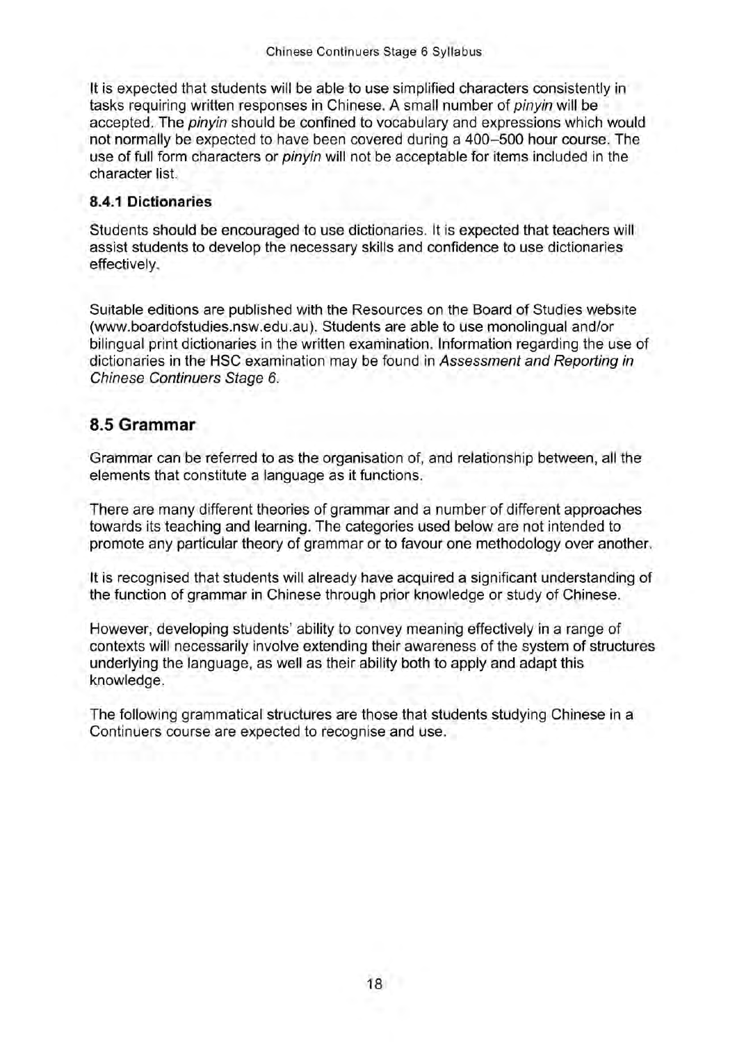It is expected that students will be able to use simplified characters consistently in tasks requiring written responses in Chinese. A small number of *pinyin* will be accepted. The *pinyin* should be confined to vocabulary and expressions which would not normally be expected to have been covered during a 400–500 hour course. The use of full form characters or *pinyin* will not be acceptable for items included in the character list.

### 8.4.1 Dictionaries

Students should be encouraged to use dictionaries. It is expected that teachers will assist students to develop the necessary skills and confidence to use dictionaries effectively.

Suitable editions are published with the Resources on the Board of Studies website (www.boardofstudies.nsw.edu.au). Students are able to use monolingual and/or bilingual print dictionaries in the written examination. Information regarding the use of dictionaries in the HSC examination may be found in *Assessment and Reporting in Chinese Continuers Stage 6*.

## 8.5 Grammar

Grammar can be referred to as the organisation of, and relationship between, all the elements that constitute a language as it functions.

There are many different theories of grammar and a number of different approaches towards its teaching and learning. The categories used below are not intended to promote any particular theory of grammar or to favour one methodology over another.

It is recognised that students will already have acquired a significant understanding of the function of grammar in Chinese through prior knowledge or study of Chinese.

However, developing students' ability to convey meaning effectively in a range of contexts will necessarily involve extending their awareness of the system of structures underlying the language, as well as their ability both to apply and adapt this knowledge.

The following grammatical structures are those that students studying Chinese in a Continuers course are expected to recognise and use.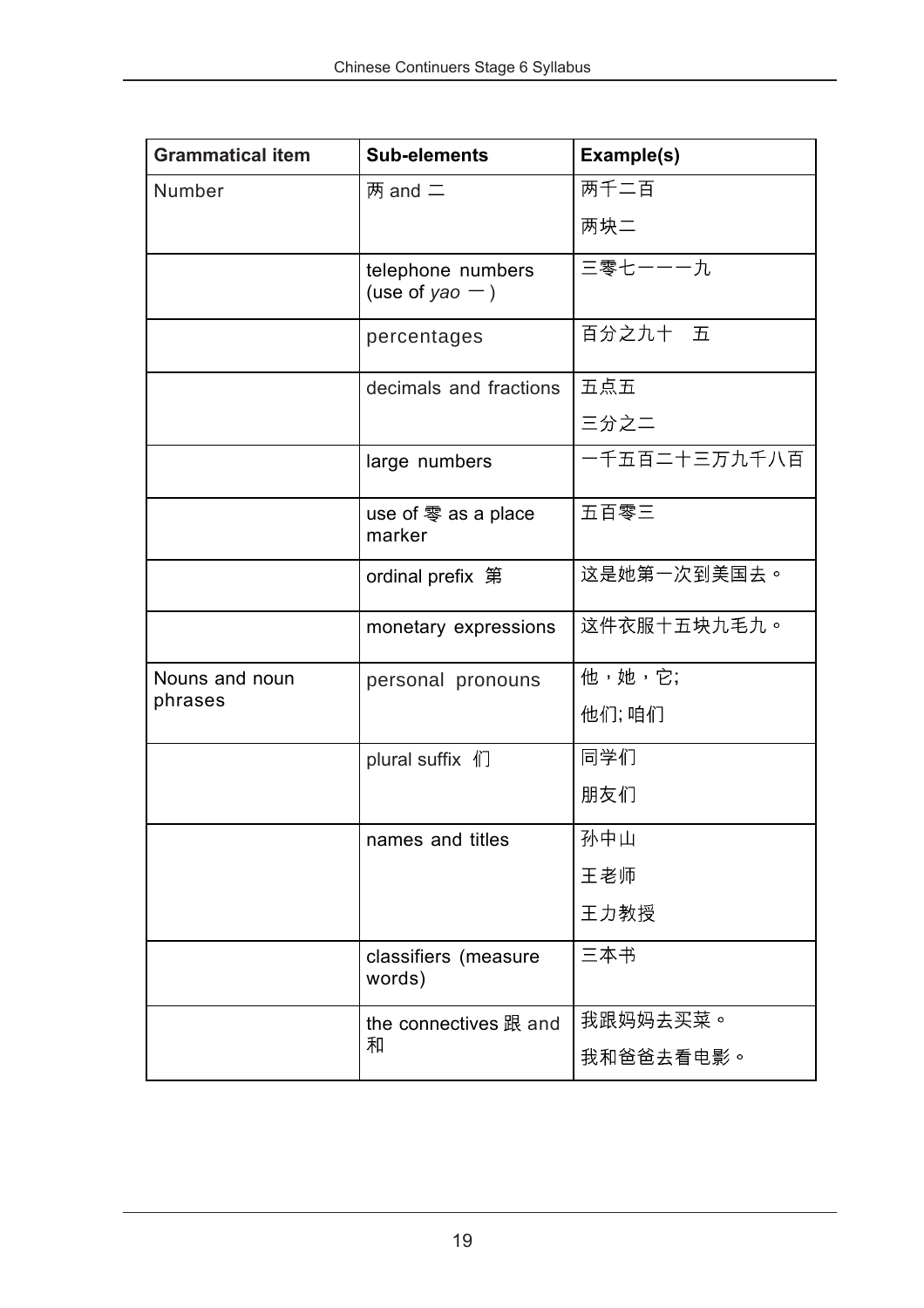| Grammatical item | Sub-elements | Example(s) |
| --- | --- | --- |
| Number | 两 and 二 | 两千二百<br>两块二 |
| | telephone numbers (use of *yao* 一) | 三零七一一一九 |
| | percentages | 百分之九十　五 |
| | decimals and fractions | 五点五<br>三分之二 |
| | large numbers | 一千五百二十三万九千八百 |
| | use of 零 as a place marker | 五百零三 |
| | ordinal prefix 第 | 这是她第一次到美国去。 |
| | monetary expressions | 这件衣服十五块九毛九。 |
| Nouns and noun phrases | personal pronouns | 他，她，它;<br>他们; 咱们 |
| | plural suffix 们 | 同学们<br>朋友们 |
| | names and titles | 孙中山<br>王老师<br>王力教授 |
| | classifiers (measure words) | 三本书 |
| | the connectives 跟 and 和 | 我跟妈妈去买菜。<br>我和爸爸去看电影。 |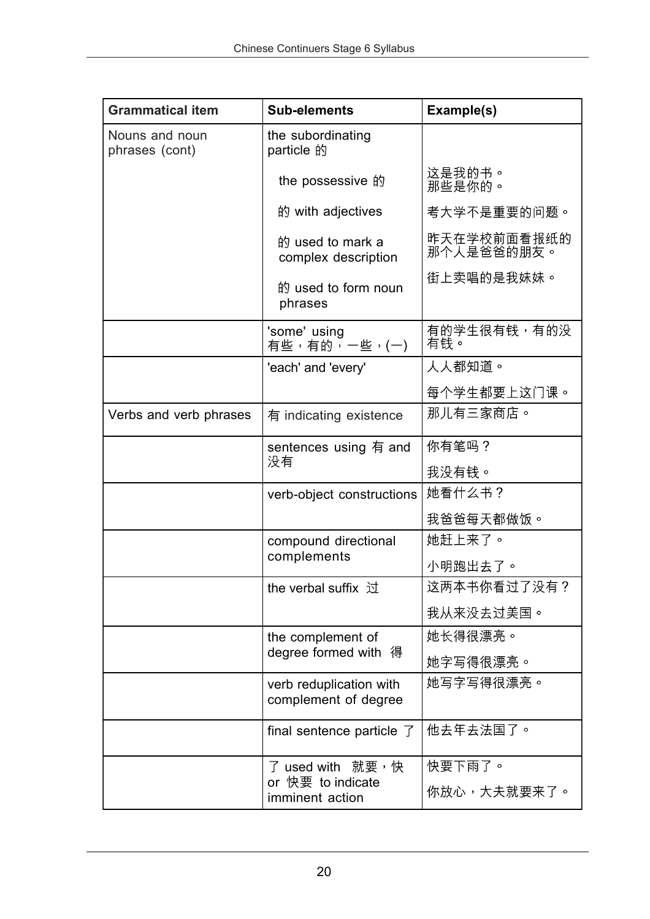| Grammatical item | Sub-elements | Example(s) |
|---|---|---|
| Nouns and noun phrases (cont) | the subordinating particle 的 | |
| | the possessive 的 | 这是我的书。<br>那些是你的。 |
| | 的 with adjectives | 考大学不是重要的问题。 |
| | 的 used to mark a complex description | 昨天在学校前面看报纸的那个人是爸爸的朋友。 |
| | 的 used to form noun phrases | 街上卖唱的是我妹妹。 |
| | 'some' using 有些，有的，一些，(一) | 有的学生很有钱，有的没有钱。 |
| | 'each' and 'every' | 人人都知道。<br>每个学生都要上这门课。 |
| Verbs and verb phrases | 有 indicating existence | 那儿有三家商店。 |
| | sentences using 有 and 没有 | 你有笔吗？<br>我没有钱。 |
| | verb-object constructions | 她看什么书？<br>我爸爸每天都做饭。 |
| | compound directional complements | 她赶上来了。<br>小明跑出去了。 |
| | the verbal suffix 过 | 这两本书你看过了没有？<br>我从来没去过美国。 |
| | the complement of degree formed with 得 | 她长得很漂亮。<br>她字写得很漂亮。 |
| | verb reduplication with complement of degree | 她写字写得很漂亮。 |
| | final sentence particle 了 | 他去年去法国了。 |
| | 了 used with 就要，快 or 快要 to indicate imminent action | 快要下雨了。<br>你放心，大夫就要来了。 |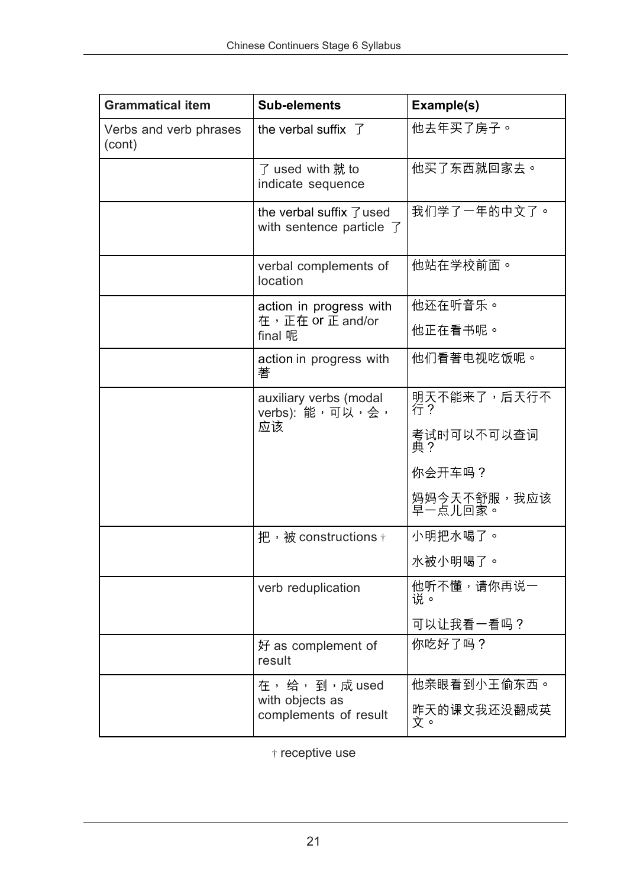| Grammatical item | Sub-elements | Example(s) |
| --- | --- | --- |
| Verbs and verb phrases (cont) | the verbal suffix 了 | 他去年买了房子。 |
| | 了 used with 就 to indicate sequence | 他买了东西就回家去。 |
| | the verbal suffix 了used with sentence particle 了 | 我们学了一年的中文了。 |
| | verbal complements of location | 他站在学校前面。 |
| | action in progress with 在，正在 or 正 and/or final 呢 | 他还在听音乐。<br>他正在看书呢。 |
| | action in progress with 著 | 他们看著电视吃饭呢。 |
| | auxiliary verbs (modal verbs): 能，可以，会，应该 | 明天不能来了，后天行不行？<br>考试时可以不可以查词典？<br>你会开车吗？<br>妈妈今天不舒服，我应该早一点儿回家。 |
| | 把，被 constructions † | 小明把水喝了。<br>水被小明喝了。 |
| | verb reduplication | 他听不懂，请你再说一说。<br>可以让我看一看吗？ |
| | 好 as complement of result | 你吃好了吗？ |
| | 在， 给， 到，成 used with objects as complements of result | 他亲眼看到小王偷东西。<br>昨天的课文我还没翻成英文。 |

† receptive use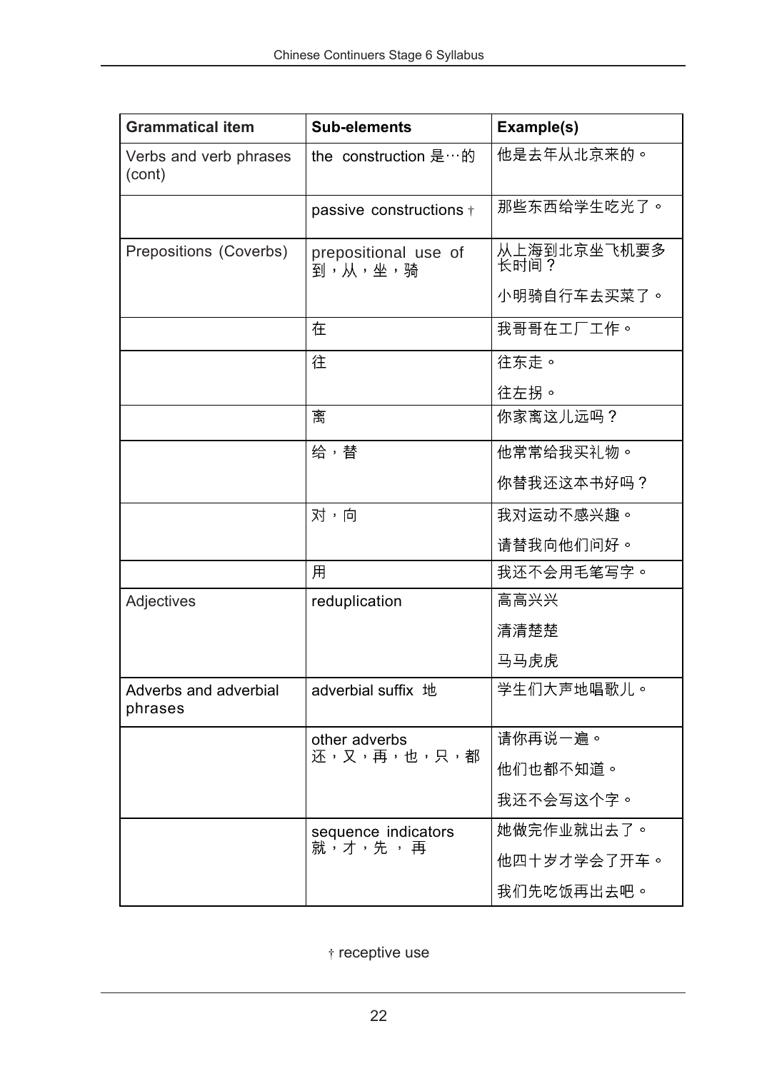| Grammatical item | Sub-elements | Example(s) |
|---|---|---|
| Verbs and verb phrases (cont) | the construction 是…的 | 他是去年从北京来的。 |
| | passive constructions † | 那些东西给学生吃光了。 |
| Prepositions (Coverbs) | prepositional use of 到，从，坐，骑 | 从上海到北京坐飞机要多长时间？<br>小明骑自行车去买菜了。 |
| | 在 | 我哥哥在工厂工作。 |
| | 往 | 往东走。<br>往左拐。 |
| | 离 | 你家离这儿远吗？ |
| | 给，替 | 他常常给我买礼物。<br>你替我还这本书好吗？ |
| | 对，向 | 我对运动不感兴趣。<br>请替我向他们问好。 |
| | 用 | 我还不会用毛笔写字。 |
| Adjectives | reduplication | 高高兴兴<br>清清楚楚<br>马马虎虎 |
| Adverbs and adverbial phrases | adverbial suffix 地 | 学生们大声地唱歌儿。 |
| | other adverbs 还，又，再，也，只，都 | 请你再说一遍。<br>他们也都不知道。<br>我还不会写这个字。 |
| | sequence indicators 就，才，先 ，再 | 她做完作业就出去了。<br>他四十岁才学会了开车。<br>我们先吃饭再出去吧。 |

† receptive use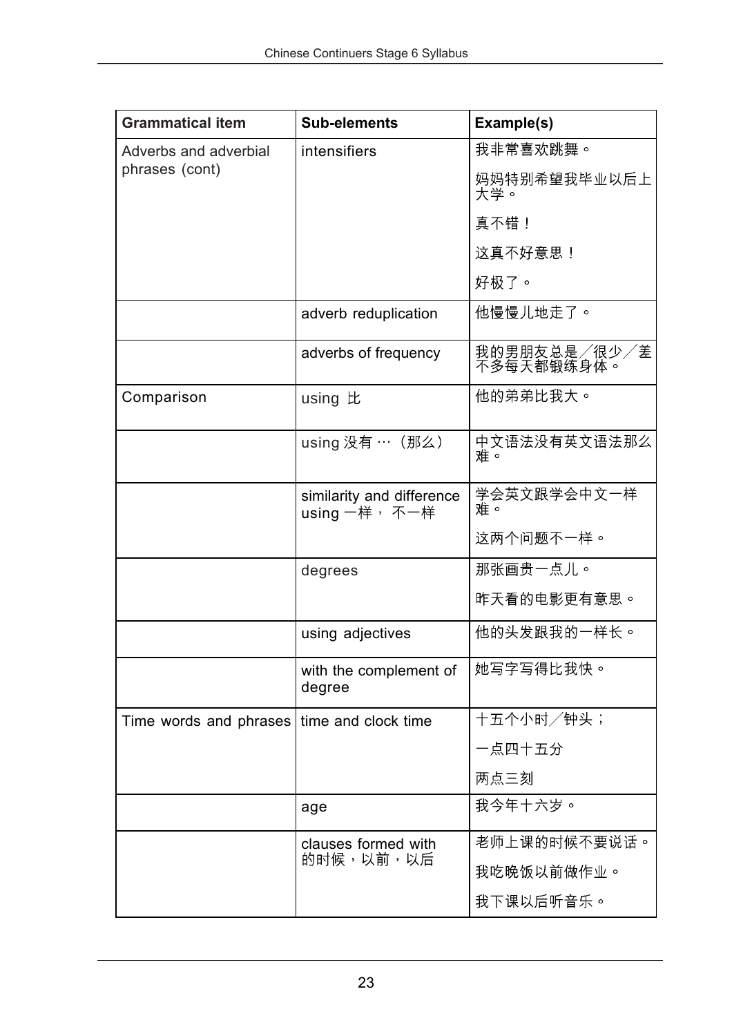| Grammatical item | Sub-elements | Example(s) |
|---|---|---|
| Adverbs and adverbial phrases (cont) | intensifiers | 我非常喜欢跳舞。<br>妈妈特别希望我毕业以后上大学。<br>真不错！<br>这真不好意思！<br>好极了。 |
| | adverb reduplication | 他慢慢儿地走了。 |
| | adverbs of frequency | 我的男朋友总是／很少／差不多每天都锻练身体。 |
| Comparison | using 比 | 他的弟弟比我大。 |
| | using 没有 …（那么） | 中文语法没有英文语法那么难。 |
| | similarity and difference using 一样， 不一样 | 学会英文跟学会中文一样难。<br>这两个问题不一样。 |
| | degrees | 那张画贵一点儿。<br>昨天看的电影更有意思。 |
| | using adjectives | 他的头发跟我的一样长。 |
| | with the complement of degree | 她写字写得比我快。 |
| Time words and phrases | time and clock time | 十五个小时／钟头；<br>一点四十五分<br>两点三刻 |
| | age | 我今年十六岁。 |
| | clauses formed with 的时候，以前，以后 | 老师上课的时候不要说话。<br>我吃晚饭以前做作业。<br>我下课以后听音乐。 |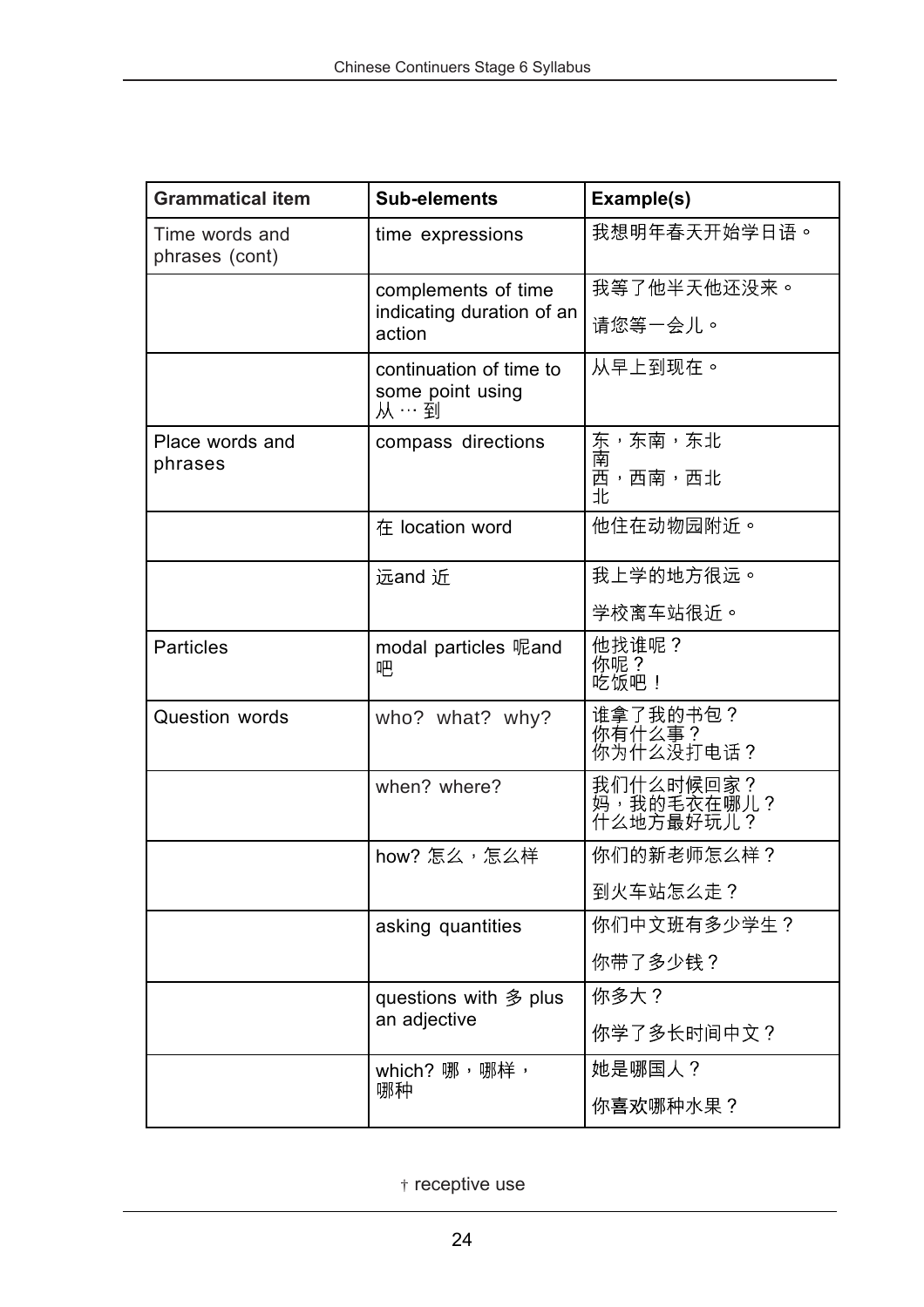| Grammatical item | Sub-elements | Example(s) |
| --- | --- | --- |
| Time words and phrases (cont) | time expressions | 我想明年春天开始学日语。 |
| | complements of time indicating duration of an action | 我等了他半天他还没来。<br>请您等一会儿。 |
| | continuation of time to some point using 从 … 到 | 从早上到现在。 |
| Place words and phrases | compass directions | 东，东南，东北<br>南<br>西，西南，西北<br>北 |
| | 在 location word | 他住在动物园附近。 |
| | 远and 近 | 我上学的地方很远。<br>学校离车站很近。 |
| Particles | modal particles 呢and 吧 | 他找谁呢？<br>你呢？<br>吃饭吧！ |
| Question words | who? what? why? | 谁拿了我的书包？<br>你有什么事？<br>你为什么没打电话？ |
| | when? where? | 我们什么时候回家？<br>妈，我的毛衣在哪儿？<br>什么地方最好玩儿？ |
| | how? 怎么，怎么样 | 你们的新老师怎么样？<br>到火车站怎么走？ |
| | asking quantities | 你们中文班有多少学生？<br>你带了多少钱？ |
| | questions with 多 plus an adjective | 你多大？<br>你学了多长时间中文？ |
| | which? 哪，哪样，哪种 | 她是哪国人？<br>你喜欢哪种水果？ |

† receptive use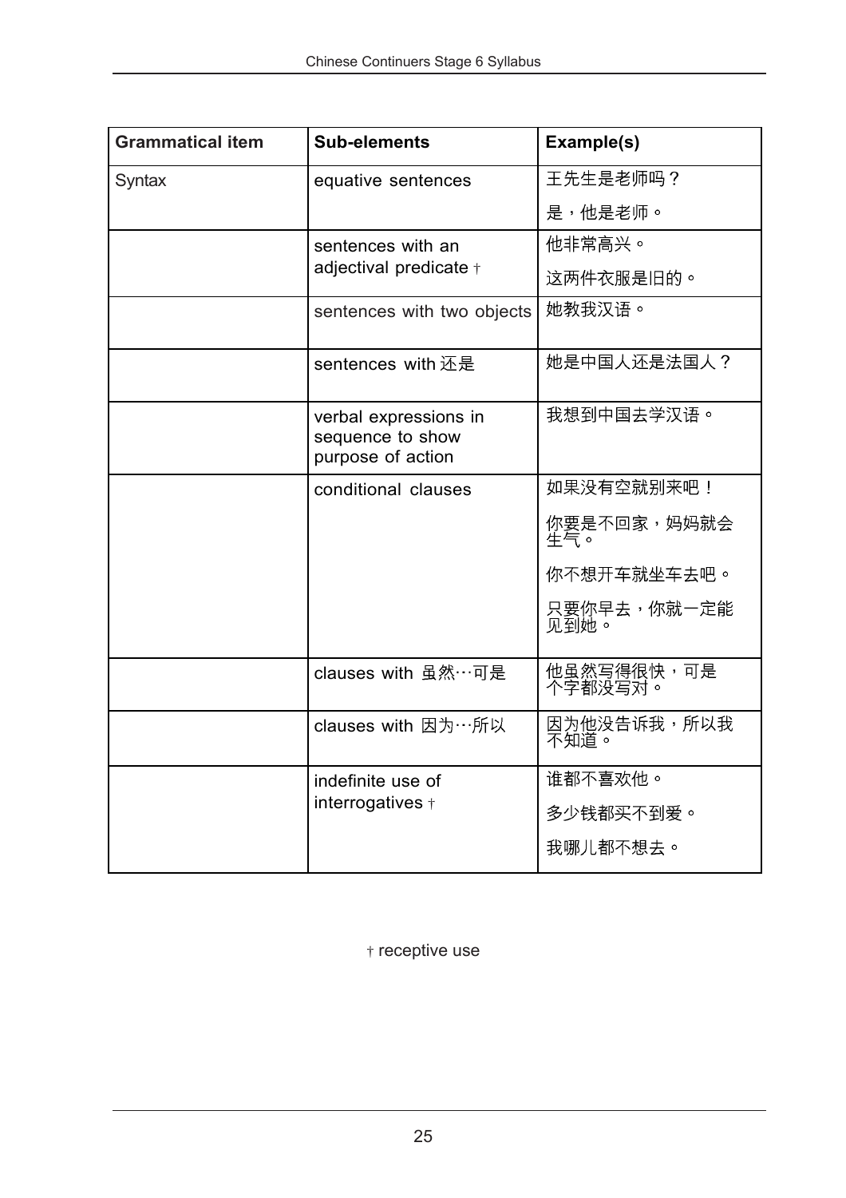| Grammatical item | Sub-elements | Example(s) |
| --- | --- | --- |
| Syntax | equative sentences | 王先生是老师吗？<br>是，他是老师。 |
| | sentences with an adjectival predicate † | 他非常高兴。<br>这两件衣服是旧的。 |
| | sentences with two objects | 她教我汉语。 |
| | sentences with 还是 | 她是中国人还是法国人？ |
| | verbal expressions in sequence to show purpose of action | 我想到中国去学汉语。 |
| | conditional clauses | 如果没有空就别来吧！<br>你要是不回家，妈妈就会生气。<br>你不想开车就坐车去吧。<br>只要你早去，你就一定能见到她。 |
| | clauses with 虽然…可是 | 他虽然写得很快，可是一个字都没写对。 |
| | clauses with 因为…所以 | 因为他没告诉我，所以我不知道。 |
| | indefinite use of interrogatives † | 谁都不喜欢他。<br>多少钱都买不到爱。<br>我哪儿都不想去。 |

† receptive use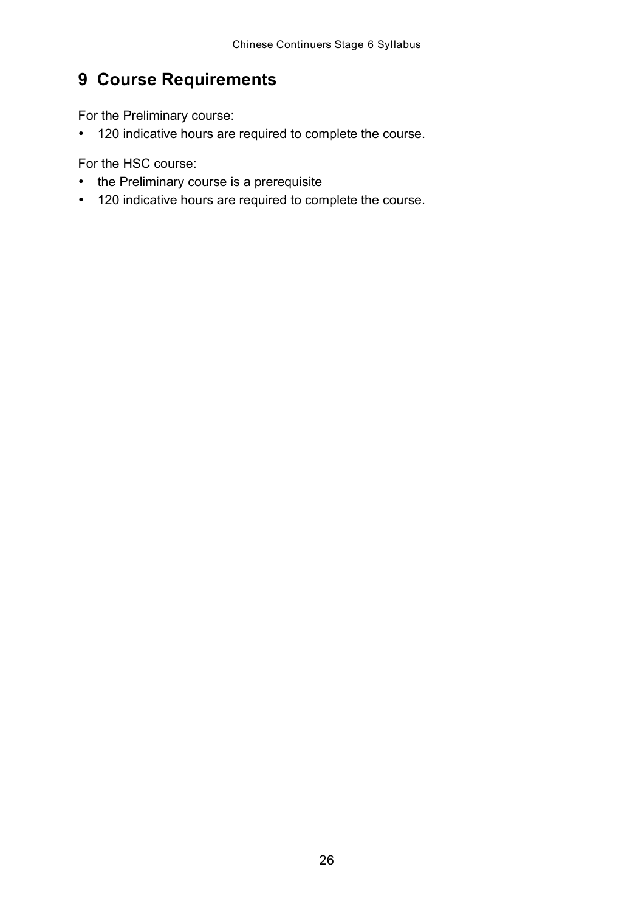# 9 Course Requirements

For the Preliminary course:

- 120 indicative hours are required to complete the course.

For the HSC course:

- the Preliminary course is a prerequisite
- 120 indicative hours are required to complete the course.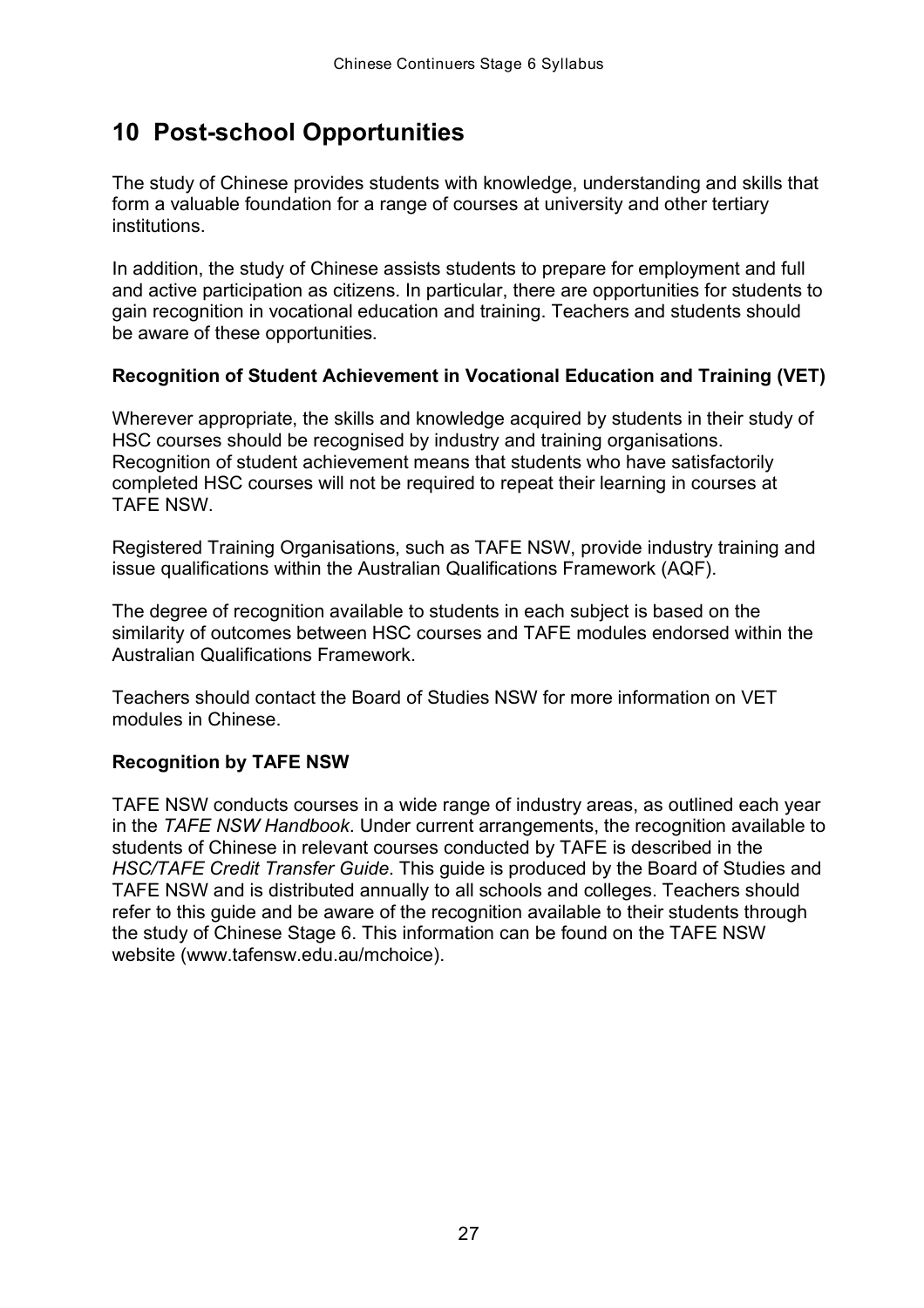# 10 Post-school Opportunities

The study of Chinese provides students with knowledge, understanding and skills that form a valuable foundation for a range of courses at university and other tertiary institutions.

In addition, the study of Chinese assists students to prepare for employment and full and active participation as citizens. In particular, there are opportunities for students to gain recognition in vocational education and training. Teachers and students should be aware of these opportunities.

**Recognition of Student Achievement in Vocational Education and Training (VET)**

Wherever appropriate, the skills and knowledge acquired by students in their study of HSC courses should be recognised by industry and training organisations. Recognition of student achievement means that students who have satisfactorily completed HSC courses will not be required to repeat their learning in courses at TAFE NSW.

Registered Training Organisations, such as TAFE NSW, provide industry training and issue qualifications within the Australian Qualifications Framework (AQF).

The degree of recognition available to students in each subject is based on the similarity of outcomes between HSC courses and TAFE modules endorsed within the Australian Qualifications Framework.

Teachers should contact the Board of Studies NSW for more information on VET modules in Chinese.

**Recognition by TAFE NSW**

TAFE NSW conducts courses in a wide range of industry areas, as outlined each year in the *TAFE NSW Handbook*. Under current arrangements, the recognition available to students of Chinese in relevant courses conducted by TAFE is described in the *HSC/TAFE Credit Transfer Guide*. This guide is produced by the Board of Studies and TAFE NSW and is distributed annually to all schools and colleges. Teachers should refer to this guide and be aware of the recognition available to their students through the study of Chinese Stage 6. This information can be found on the TAFE NSW website (www.tafensw.edu.au/mchoice).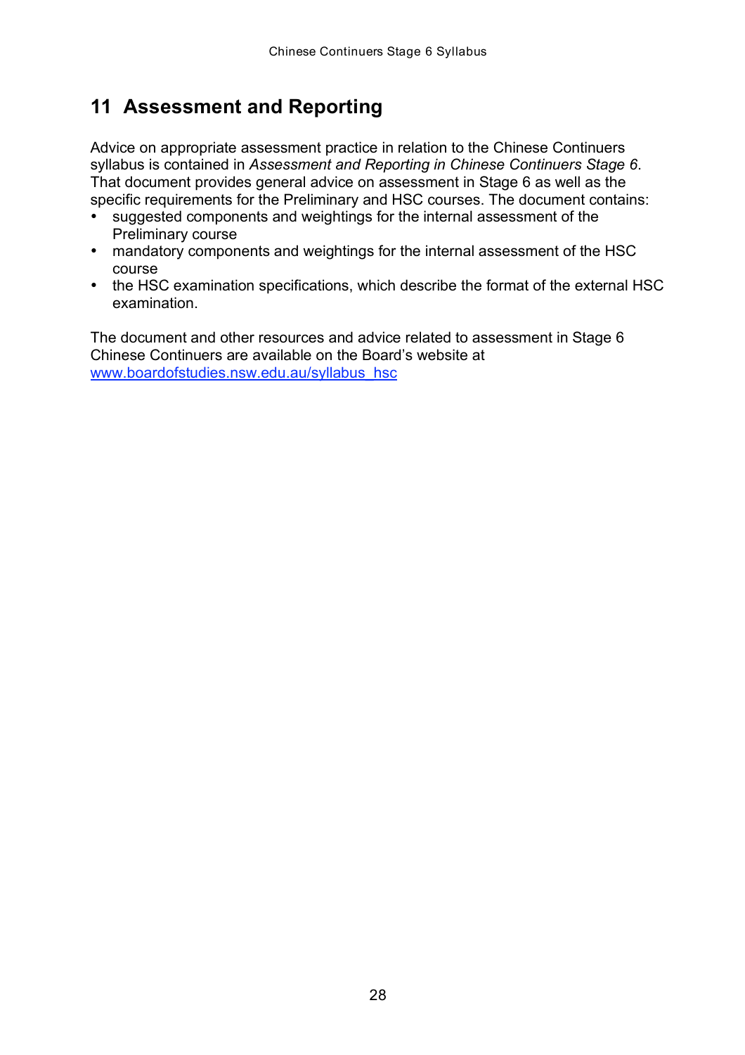# 11 Assessment and Reporting

Advice on appropriate assessment practice in relation to the Chinese Continuers syllabus is contained in *Assessment and Reporting in Chinese Continuers Stage 6*. That document provides general advice on assessment in Stage 6 as well as the specific requirements for the Preliminary and HSC courses. The document contains:

- suggested components and weightings for the internal assessment of the Preliminary course
- mandatory components and weightings for the internal assessment of the HSC course
- the HSC examination specifications, which describe the format of the external HSC examination.

The document and other resources and advice related to assessment in Stage 6 Chinese Continuers are available on the Board's website at [www.boardofstudies.nsw.edu.au/syllabus_hsc](www.boardofstudies.nsw.edu.au/syllabus_hsc)